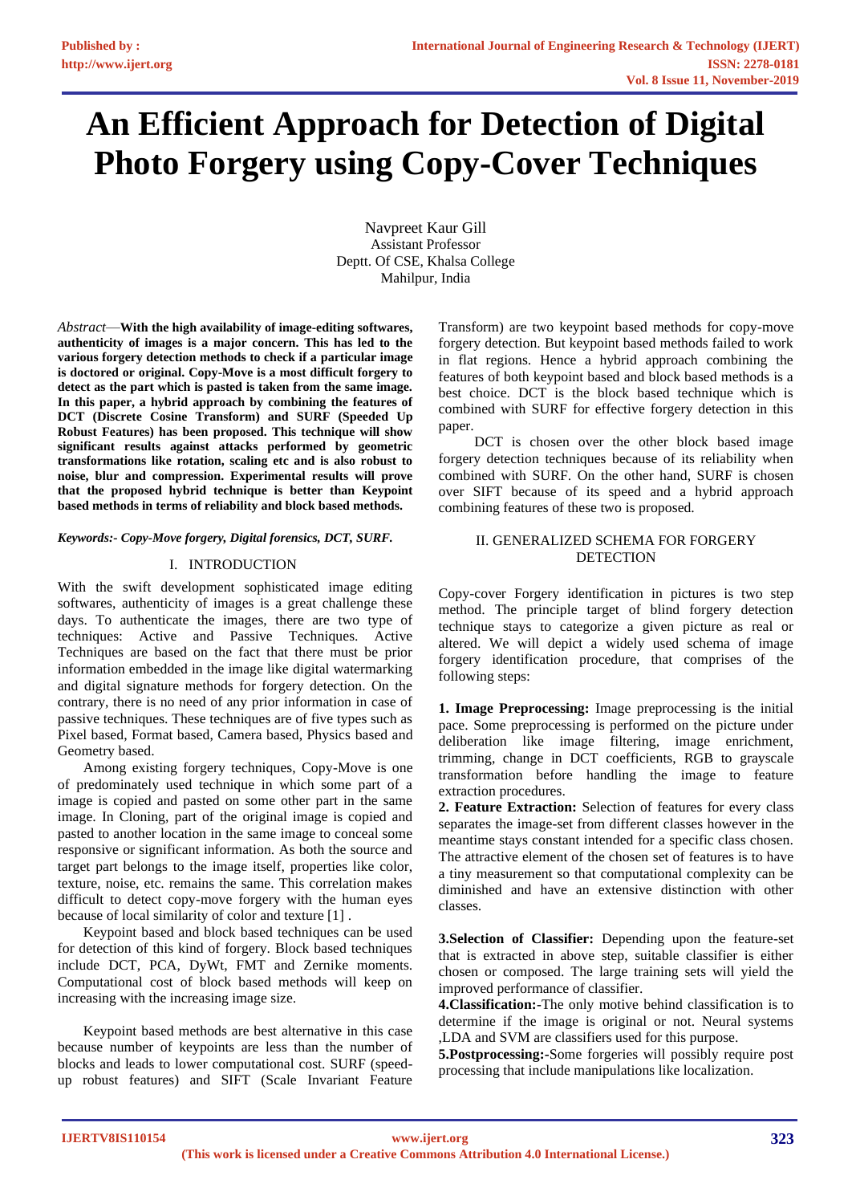# An Efficient Approach for Detection of Digital Photo Forgery using Copy-Cover Techniques

Navpreet Kaur Gill
Assistant Professor
Deptt. Of CSE, Khalsa College
Mahilpur, India

*Abstract*—**With the high availability of image-editing softwares, authenticity of images is a major concern. This has led to the various forgery detection methods to check if a particular image is doctored or original. Copy-Move is a most difficult forgery to detect as the part which is pasted is taken from the same image. In this paper, a hybrid approach by combining the features of DCT (Discrete Cosine Transform) and SURF (Speeded Up Robust Features) has been proposed. This technique will show significant results against attacks performed by geometric transformations like rotation, scaling etc and is also robust to noise, blur and compression. Experimental results will prove that the proposed hybrid technique is better than Keypoint based methods in terms of reliability and block based methods.**

***Keywords:- Copy-Move forgery, Digital forensics, DCT, SURF.***

## I. INTRODUCTION

With the swift development sophisticated image editing softwares, authenticity of images is a great challenge these days. To authenticate the images, there are two type of techniques: Active and Passive Techniques. Active Techniques are based on the fact that there must be prior information embedded in the image like digital watermarking and digital signature methods for forgery detection. On the contrary, there is no need of any prior information in case of passive techniques. These techniques are of five types such as Pixel based, Format based, Camera based, Physics based and Geometry based.

Among existing forgery techniques, Copy-Move is one of predominately used technique in which some part of a image is copied and pasted on some other part in the same image. In Cloning, part of the original image is copied and pasted to another location in the same image to conceal some responsive or significant information. As both the source and target part belongs to the image itself, properties like color, texture, noise, etc. remains the same. This correlation makes difficult to detect copy-move forgery with the human eyes because of local similarity of color and texture [1] .

Keypoint based and block based techniques can be used for detection of this kind of forgery. Block based techniques include DCT, PCA, DyWt, FMT and Zernike moments. Computational cost of block based methods will keep on increasing with the increasing image size.

Keypoint based methods are best alternative in this case because number of keypoints are less than the number of blocks and leads to lower computational cost. SURF (speed-up robust features) and SIFT (Scale Invariant Feature Transform) are two keypoint based methods for copy-move forgery detection. But keypoint based methods failed to work in flat regions. Hence a hybrid approach combining the features of both keypoint based and block based methods is a best choice. DCT is the block based technique which is combined with SURF for effective forgery detection in this paper.

DCT is chosen over the other block based image forgery detection techniques because of its reliability when combined with SURF. On the other hand, SURF is chosen over SIFT because of its speed and a hybrid approach combining features of these two is proposed.

## II. GENERALIZED SCHEMA FOR FORGERY DETECTION

Copy-cover Forgery identification in pictures is two step method. The principle target of blind forgery detection technique stays to categorize a given picture as real or altered. We will depict a widely used schema of image forgery identification procedure, that comprises of the following steps:

**1. Image Preprocessing:** Image preprocessing is the initial pace. Some preprocessing is performed on the picture under deliberation like image filtering, image enrichment, trimming, change in DCT coefficients, RGB to grayscale transformation before handling the image to feature extraction procedures.

**2. Feature Extraction:** Selection of features for every class separates the image-set from different classes however in the meantime stays constant intended for a specific class chosen. The attractive element of the chosen set of features is to have a tiny measurement so that computational complexity can be diminished and have an extensive distinction with other classes.

**3.Selection of Classifier:** Depending upon the feature-set that is extracted in above step, suitable classifier is either chosen or composed. The large training sets will yield the improved performance of classifier.

**4.Classification:-**The only motive behind classification is to determine if the image is original or not. Neural systems ,LDA and SVM are classifiers used for this purpose.

**5.Postprocessing:-**Some forgeries will possibly require post processing that include manipulations like localization.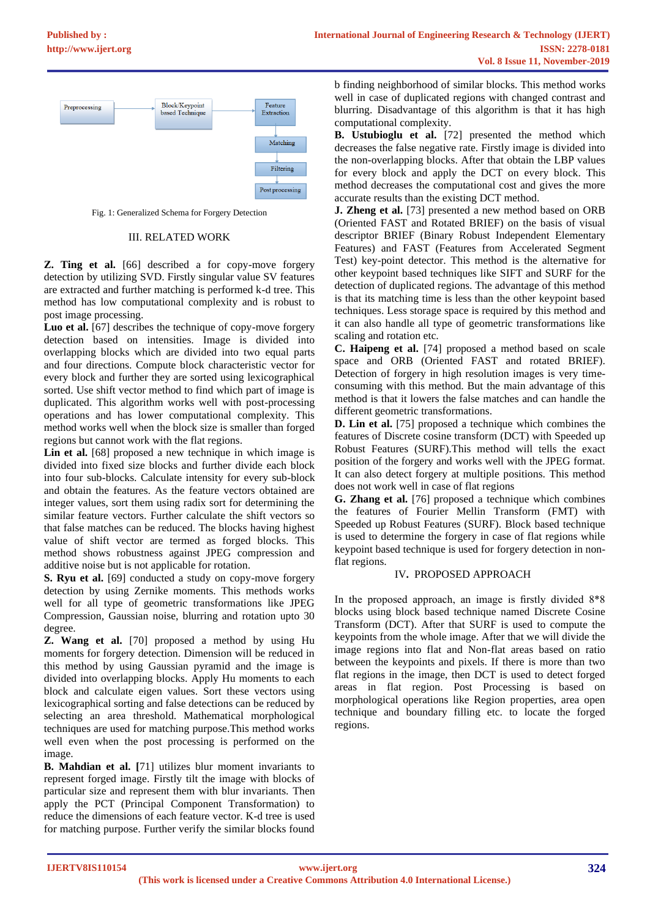Fig. 1: Generalized Schema for Forgery Detection

## III. RELATED WORK

**Z. Ting et al.** [66] described a for copy-move forgery detection by utilizing SVD. Firstly singular value SV features are extracted and further matching is performed k-d tree. This method has low computational complexity and is robust to post image processing.

**Luo et al.** [67] describes the technique of copy-move forgery detection based on intensities. Image is divided into overlapping blocks which are divided into two equal parts and four directions. Compute block characteristic vector for every block and further they are sorted using lexicographical sorted. Use shift vector method to find which part of image is duplicated. This algorithm works well with post-processing operations and has lower computational complexity. This method works well when the block size is smaller than forged regions but cannot work with the flat regions.

**Lin et al.** [68] proposed a new technique in which image is divided into fixed size blocks and further divide each block into four sub-blocks. Calculate intensity for every sub-block and obtain the features. As the feature vectors obtained are integer values, sort them using radix sort for determining the similar feature vectors. Further calculate the shift vectors so that false matches can be reduced. The blocks having highest value of shift vector are termed as forged blocks. This method shows robustness against JPEG compression and additive noise but is not applicable for rotation.

**S. Ryu et al.** [69] conducted a study on copy-move forgery detection by using Zernike moments. This methods works well for all type of geometric transformations like JPEG Compression, Gaussian noise, blurring and rotation upto 30 degree.

**Z. Wang et al.** [70] proposed a method by using Hu moments for forgery detection. Dimension will be reduced in this method by using Gaussian pyramid and the image is divided into overlapping blocks. Apply Hu moments to each block and calculate eigen values. Sort these vectors using lexicographical sorting and false detections can be reduced by selecting an area threshold. Mathematical morphological techniques are used for matching purpose.This method works well even when the post processing is performed on the image.

**B. Mahdian et al. [**71] utilizes blur moment invariants to represent forged image. Firstly tilt the image with blocks of particular size and represent them with blur invariants. Then apply the PCT (Principal Component Transformation) to reduce the dimensions of each feature vector. K-d tree is used for matching purpose. Further verify the similar blocks found b finding neighborhood of similar blocks. This method works well in case of duplicated regions with changed contrast and blurring. Disadvantage of this algorithm is that it has high computational complexity.

**B. Ustubioglu et al.** [72] presented the method which decreases the false negative rate. Firstly image is divided into the non-overlapping blocks. After that obtain the LBP values for every block and apply the DCT on every block. This method decreases the computational cost and gives the more accurate results than the existing DCT method.

**J. Zheng et al.** [73] presented a new method based on ORB (Oriented FAST and Rotated BRIEF) on the basis of visual descriptor BRIEF (Binary Robust Independent Elementary Features) and FAST (Features from Accelerated Segment Test) key-point detector. This method is the alternative for other keypoint based techniques like SIFT and SURF for the detection of duplicated regions. The advantage of this method is that its matching time is less than the other keypoint based techniques. Less storage space is required by this method and it can also handle all type of geometric transformations like scaling and rotation etc.

**C. Haipeng et al.** [74] proposed a method based on scale space and ORB (Oriented FAST and rotated BRIEF). Detection of forgery in high resolution images is very time-consuming with this method. But the main advantage of this method is that it lowers the false matches and can handle the different geometric transformations.

**D. Lin et al.** [75] proposed a technique which combines the features of Discrete cosine transform (DCT) with Speeded up Robust Features (SURF).This method will tells the exact position of the forgery and works well with the JPEG format. It can also detect forgery at multiple positions. This method does not work well in case of flat regions

**G. Zhang et al.** [76] proposed a technique which combines the features of Fourier Mellin Transform (FMT) with Speeded up Robust Features (SURF). Block based technique is used to determine the forgery in case of flat regions while keypoint based technique is used for forgery detection in non-flat regions.

## IV. PROPOSED APPROACH

In the proposed approach, an image is firstly divided 8*8 blocks using block based technique named Discrete Cosine Transform (DCT). After that SURF is used to compute the keypoints from the whole image. After that we will divide the image regions into flat and Non-flat areas based on ratio between the keypoints and pixels. If there is more than two flat regions in the image, then DCT is used to detect forged areas in flat region. Post Processing is based on morphological operations like Region properties, area open technique and boundary filling etc. to locate the forged regions.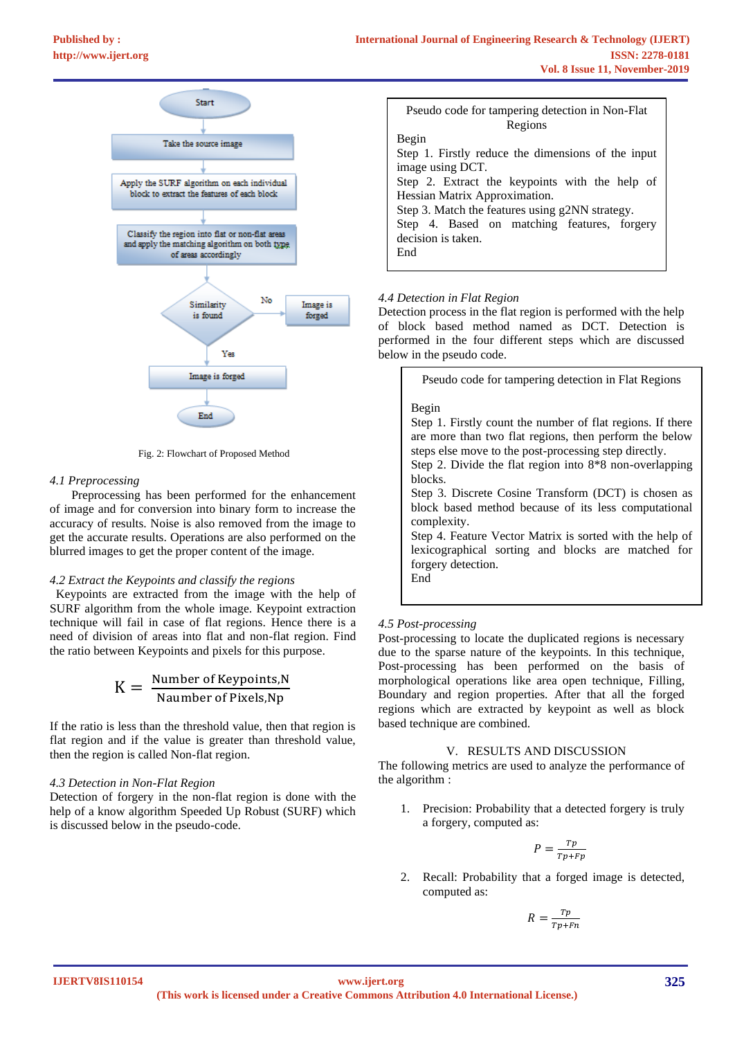Fig. 2: Flowchart of Proposed Method

*4.1 Preprocessing*

Preprocessing has been performed for the enhancement of image and for conversion into binary form to increase the accuracy of results. Noise is also removed from the image to get the accurate results. Operations are also performed on the blurred images to get the proper content of the image.

*4.2 Extract the Keypoints and classify the regions*

Keypoints are extracted from the image with the help of SURF algorithm from the whole image. Keypoint extraction technique will fail in case of flat regions. Hence there is a need of division of areas into flat and non-flat region. Find the ratio between Keypoints and pixels for this purpose.

$$K = \frac{\text{Number of Keypoints,N}}{\text{Naumber of Pixels,Np}}$$

If the ratio is less than the threshold value, then that region is flat region and if the value is greater than threshold value, then the region is called Non-flat region.

*4.3 Detection in Non-Flat Region*

Detection of forgery in the non-flat region is done with the help of a know algorithm Speeded Up Robust (SURF) which is discussed below in the pseudo-code.

```
Pseudo code for tampering detection in Non-Flat Regions

Begin
Step 1. Firstly reduce the dimensions of the input image using DCT.
Step 2. Extract the keypoints with the help of Hessian Matrix Approximation.
Step 3. Match the features using g2NN strategy.
Step 4. Based on matching features, forgery decision is taken.
End
```

*4.4 Detection in Flat Region*

Detection process in the flat region is performed with the help of block based method named as DCT. Detection is performed in the four different steps which are discussed below in the pseudo code.

```
Pseudo code for tampering detection in Flat Regions

Begin
Step 1. Firstly count the number of flat regions. If there are more than two flat regions, then perform the below steps else move to the post-processing step directly.
Step 2. Divide the flat region into 8*8 non-overlapping blocks.
Step 3. Discrete Cosine Transform (DCT) is chosen as block based method because of its less computational complexity.
Step 4. Feature Vector Matrix is sorted with the help of lexicographical sorting and blocks are matched for forgery detection.
End
```

*4.5 Post-processing*

Post-processing to locate the duplicated regions is necessary due to the sparse nature of the keypoints. In this technique, Post-processing has been performed on the basis of morphological operations like area open technique, Filling, Boundary and region properties. After that all the forged regions which are extracted by keypoint as well as block based technique are combined.

## V. RESULTS AND DISCUSSION

The following metrics are used to analyze the performance of the algorithm :

1. Precision: Probability that a detected forgery is truly a forgery, computed as:

$$P = \frac{Tp}{Tp+Fp}$$

2. Recall: Probability that a forged image is detected, computed as:

$$R = \frac{Tp}{Tp+Fn}$$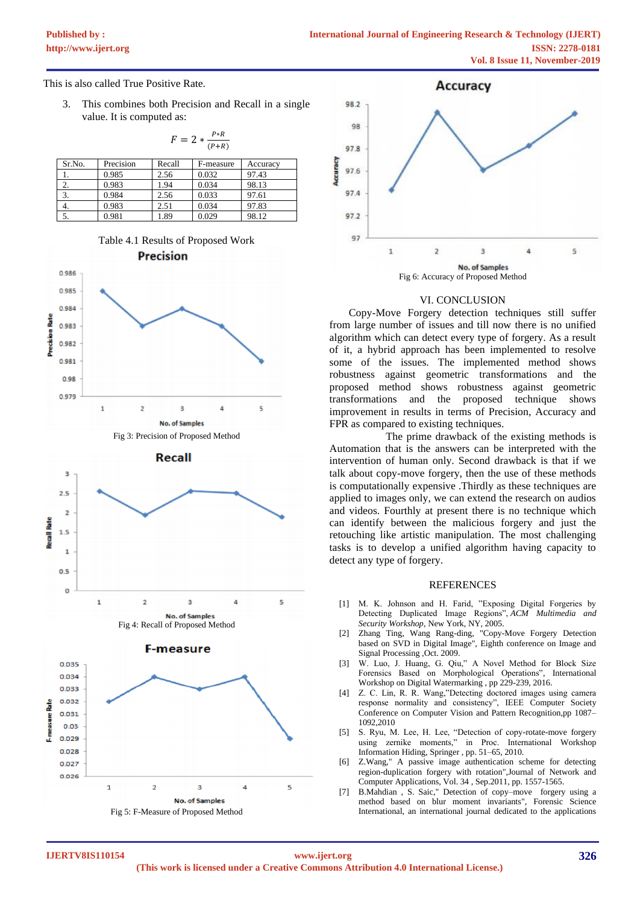This is also called True Positive Rate.

3. This combines both Precision and Recall in a single value. It is computed as:

$$F = 2 * \frac{P*R}{(P+R)}$$

| Sr.No. | Precision | Recall | F-measure | Accuracy |
|---|---|---|---|---|
| 1. | 0.985 | 2.56 | 0.032 | 97.43 |
| 2. | 0.983 | 1.94 | 0.034 | 98.13 |
| 3. | 0.984 | 2.56 | 0.033 | 97.61 |
| 4. | 0.983 | 2.51 | 0.034 | 97.83 |
| 5. | 0.981 | 1.89 | 0.029 | 98.12 |

Table 4.1 Results of Proposed Work

Fig 3: Precision of Proposed Method

Fig 4: Recall of Proposed Method

Fig 5: F-Measure of Proposed Method

Fig 6: Accuracy of Proposed Method

## VI. CONCLUSION

Copy-Move Forgery detection techniques still suffer from large number of issues and till now there is no unified algorithm which can detect every type of forgery. As a result of it, a hybrid approach has been implemented to resolve some of the issues. The implemented method shows robustness against geometric transformations and the proposed method shows robustness against geometric transformations and the proposed technique shows improvement in results in terms of Precision, Accuracy and FPR as compared to existing techniques.

The prime drawback of the existing methods is Automation that is the answers can be interpreted with the intervention of human only. Second drawback is that if we talk about copy-move forgery, then the use of these methods is computationally expensive .Thirdly as these techniques are applied to images only, we can extend the research on audios and videos. Fourthly at present there is no technique which can identify between the malicious forgery and just the retouching like artistic manipulation. The most challenging tasks is to develop a unified algorithm having capacity to detect any type of forgery.

## REFERENCES

[1] M. K. Johnson and H. Farid, "Exposing Digital Forgeries by Detecting Duplicated Image Regions", *ACM Multimedia and Security Workshop*, New York, NY, 2005.

[2] Zhang Ting, Wang Rang-ding, "Copy-Move Forgery Detection based on SVD in Digital Image", Eighth conference on Image and Signal Processing ,Oct. 2009.

[3] W. Luo, J. Huang, G. Qiu," A Novel Method for Block Size Forensics Based on Morphological Operations", International Workshop on Digital Watermarking , pp 229-239, 2016.

[4] Z. C. Lin, R. R. Wang,"Detecting doctored images using camera response normality and consistency", IEEE Computer Society Conference on Computer Vision and Pattern Recognition,pp 1087–1092,2010

[5] S. Ryu, M. Lee, H. Lee, "Detection of copy-rotate-move forgery using zernike moments," in Proc. International Workshop Information Hiding, Springer , pp. 51–65, 2010.

[6] Z.Wang," A passive image authentication scheme for detecting region-duplication forgery with rotation",Journal of Network and Computer Applications, Vol. 34 , Sep.2011, pp. 1557-1565.

[7] B.Mahdian , S. Saic," Detection of copy–move forgery using a method based on blur moment invariants", Forensic Science International, an international journal dedicated to the applications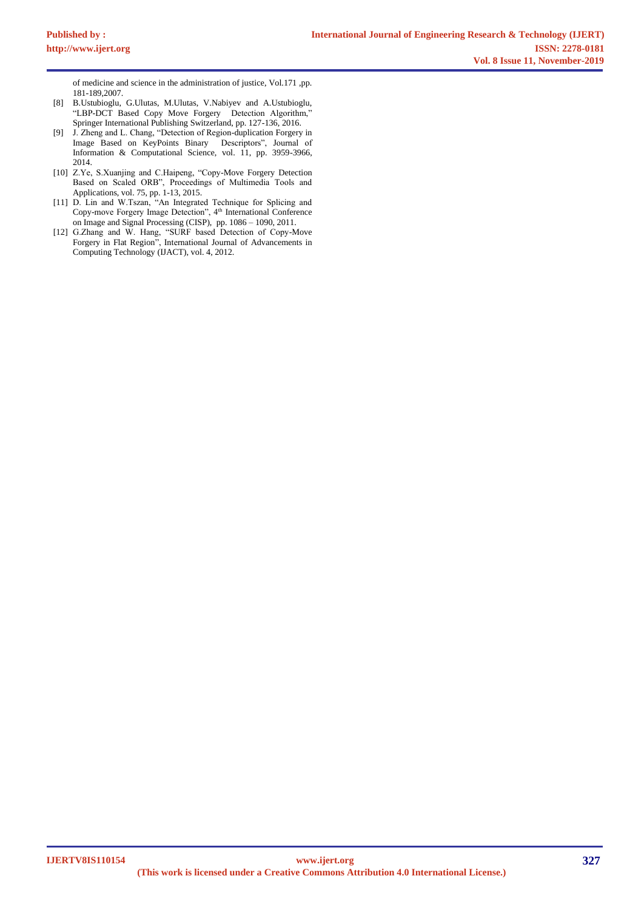of medicine and science in the administration of justice, Vol.171 ,pp. 181-189,2007.

[8] B.Ustubioglu, G.Ulutas, M.Ulutas, V.Nabiyev and A.Ustubioglu, "LBP-DCT Based Copy Move Forgery Detection Algorithm," Springer International Publishing Switzerland, pp. 127-136, 2016.

[9] J. Zheng and L. Chang, "Detection of Region-duplication Forgery in Image Based on KeyPoints Binary Descriptors", Journal of Information & Computational Science, vol. 11, pp. 3959-3966, 2014.

[10] Z.Ye, S.Xuanjing and C.Haipeng, "Copy-Move Forgery Detection Based on Scaled ORB", Proceedings of Multimedia Tools and Applications, vol. 75, pp. 1-13, 2015.

[11] D. Lin and W.Tszan, "An Integrated Technique for Splicing and Copy-move Forgery Image Detection", 4th International Conference on Image and Signal Processing (CISP), pp. 1086 – 1090, 2011.

[12] G.Zhang and W. Hang, "SURF based Detection of Copy-Move Forgery in Flat Region", International Journal of Advancements in Computing Technology (IJACT), vol. 4, 2012.